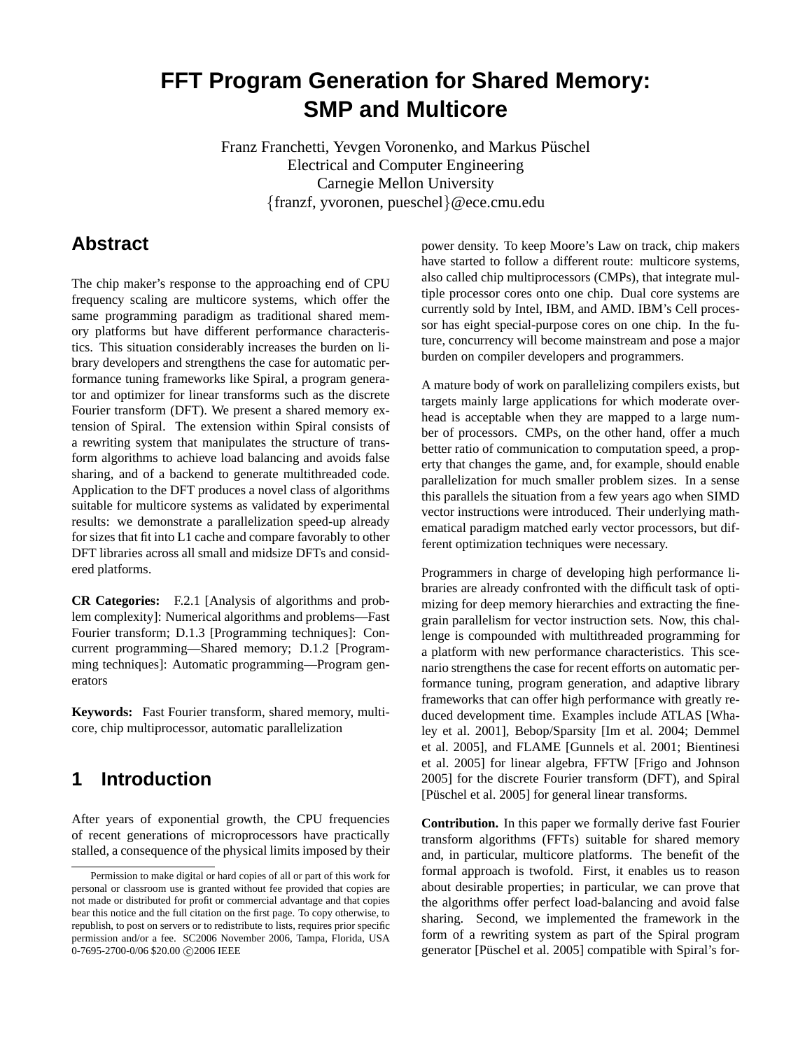# FFT Program Generation for Shared Memory: SMP and Multicore

Franz Franchetti, Yevgen Voronenko, and Markus Püschel
Electrical and Computer Engineering
Carnegie Mellon University
{franzf, yvoronen, pueschel}@ece.cmu.edu

## Abstract

The chip maker's response to the approaching end of CPU frequency scaling are multicore systems, which offer the same programming paradigm as traditional shared memory platforms but have different performance characteristics. This situation considerably increases the burden on library developers and strengthens the case for automatic performance tuning frameworks like Spiral, a program generator and optimizer for linear transforms such as the discrete Fourier transform (DFT). We present a shared memory extension of Spiral. The extension within Spiral consists of a rewriting system that manipulates the structure of transform algorithms to achieve load balancing and avoids false sharing, and of a backend to generate multithreaded code. Application to the DFT produces a novel class of algorithms suitable for multicore systems as validated by experimental results: we demonstrate a parallelization speed-up already for sizes that fit into L1 cache and compare favorably to other DFT libraries across all small and midsize DFTs and considered platforms.

**CR Categories:** F.2.1 [Analysis of algorithms and problem complexity]: Numerical algorithms and problems—Fast Fourier transform; D.1.3 [Programming techniques]: Concurrent programming—Shared memory; D.1.2 [Programming techniques]: Automatic programming—Program generators

**Keywords:** Fast Fourier transform, shared memory, multicore, chip multiprocessor, automatic parallelization

## 1 Introduction

After years of exponential growth, the CPU frequencies of recent generations of microprocessors have practically stalled, a consequence of the physical limits imposed by their power density. To keep Moore's Law on track, chip makers have started to follow a different route: multicore systems, also called chip multiprocessors (CMPs), that integrate multiple processor cores onto one chip. Dual core systems are currently sold by Intel, IBM, and AMD. IBM's Cell processor has eight special-purpose cores on one chip. In the future, concurrency will become mainstream and pose a major burden on compiler developers and programmers.

A mature body of work on parallelizing compilers exists, but targets mainly large applications for which moderate overhead is acceptable when they are mapped to a large number of processors. CMPs, on the other hand, offer a much better ratio of communication to computation speed, a property that changes the game, and, for example, should enable parallelization for much smaller problem sizes. In a sense this parallels the situation from a few years ago when SIMD vector instructions were introduced. Their underlying mathematical paradigm matched early vector processors, but different optimization techniques were necessary.

Programmers in charge of developing high performance libraries are already confronted with the difficult task of optimizing for deep memory hierarchies and extracting the fine-grain parallelism for vector instruction sets. Now, this challenge is compounded with multithreaded programming for a platform with new performance characteristics. This scenario strengthens the case for recent efforts on automatic performance tuning, program generation, and adaptive library frameworks that can offer high performance with greatly reduced development time. Examples include ATLAS [Whaley et al. 2001], Bebop/Sparsity [Im et al. 2004; Demmel et al. 2005], and FLAME [Gunnels et al. 2001; Bientinesi et al. 2005] for linear algebra, FFTW [Frigo and Johnson 2005] for the discrete Fourier transform (DFT), and Spiral [Püschel et al. 2005] for general linear transforms.

**Contribution.** In this paper we formally derive fast Fourier transform algorithms (FFTs) suitable for shared memory and, in particular, multicore platforms. The benefit of the formal approach is twofold. First, it enables us to reason about desirable properties; in particular, we can prove that the algorithms offer perfect load-balancing and avoid false sharing. Second, we implemented the framework in the form of a rewriting system as part of the Spiral program generator [Püschel et al. 2005] compatible with Spiral's for-

Permission to make digital or hard copies of all or part of this work for personal or classroom use is granted without fee provided that copies are not made or distributed for profit or commercial advantage and that copies bear this notice and the full citation on the first page. To copy otherwise, to republish, to post on servers or to redistribute to lists, requires prior specific permission and/or a fee. SC2006 November 2006, Tampa, Florida, USA 0-7695-2700-0/06 $20.00 ©2006 IEEE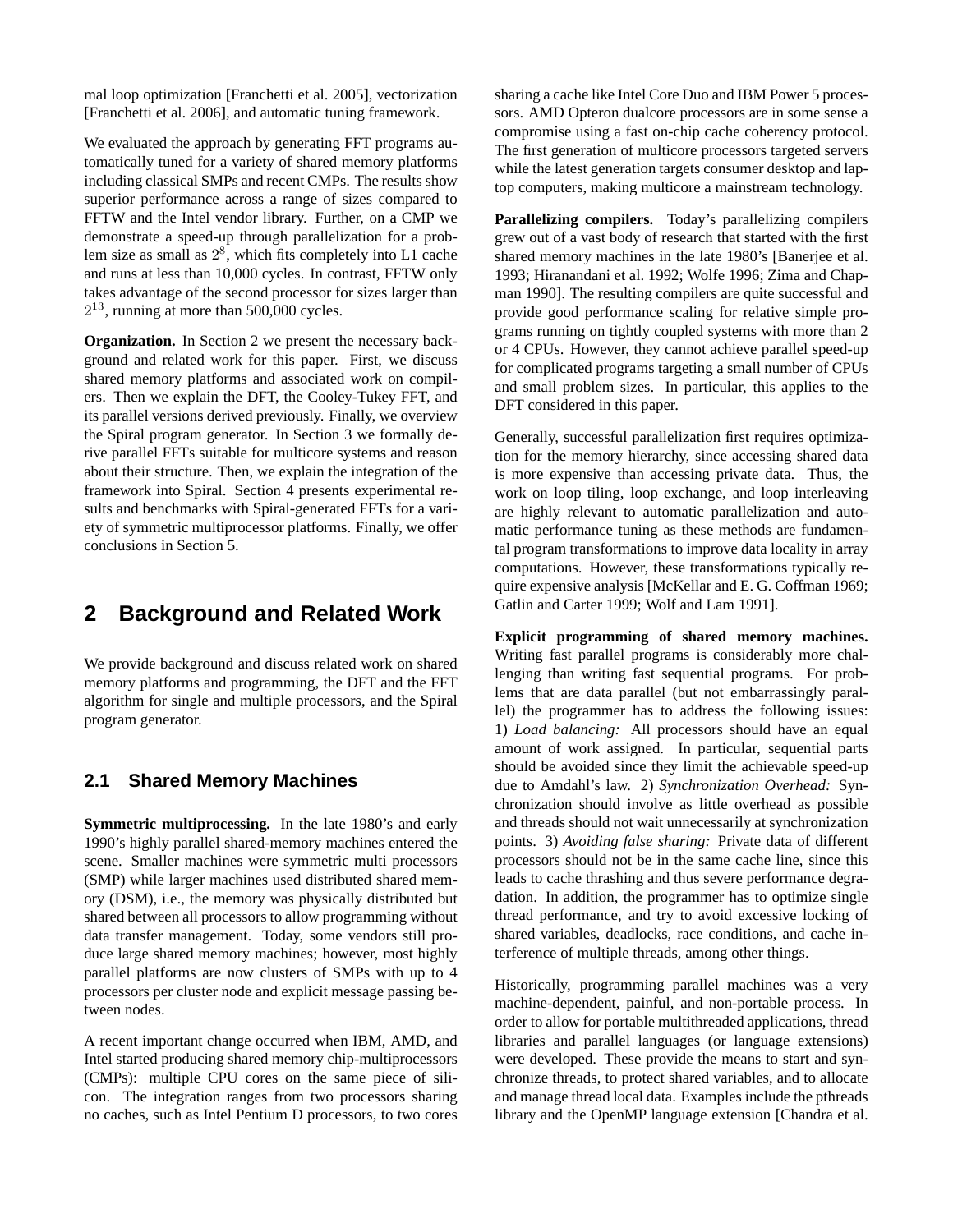mal loop optimization [Franchetti et al. 2005], vectorization [Franchetti et al. 2006], and automatic tuning framework.

We evaluated the approach by generating FFT programs automatically tuned for a variety of shared memory platforms including classical SMPs and recent CMPs. The results show superior performance across a range of sizes compared to FFTW and the Intel vendor library. Further, on a CMP we demonstrate a speed-up through parallelization for a problem size as small as $2^8$, which fits completely into L1 cache and runs at less than 10,000 cycles. In contrast, FFTW only takes advantage of the second processor for sizes larger than $2^{13}$, running at more than 500,000 cycles.

**Organization.** In Section 2 we present the necessary background and related work for this paper. First, we discuss shared memory platforms and associated work on compilers. Then we explain the DFT, the Cooley-Tukey FFT, and its parallel versions derived previously. Finally, we overview the Spiral program generator. In Section 3 we formally derive parallel FFTs suitable for multicore systems and reason about their structure. Then, we explain the integration of the framework into Spiral. Section 4 presents experimental results and benchmarks with Spiral-generated FFTs for a variety of symmetric multiprocessor platforms. Finally, we offer conclusions in Section 5.

## 2 Background and Related Work

We provide background and discuss related work on shared memory platforms and programming, the DFT and the FFT algorithm for single and multiple processors, and the Spiral program generator.

### 2.1 Shared Memory Machines

**Symmetric multiprocessing.** In the late 1980's and early 1990's highly parallel shared-memory machines entered the scene. Smaller machines were symmetric multi processors (SMP) while larger machines used distributed shared memory (DSM), i.e., the memory was physically distributed but shared between all processors to allow programming without data transfer management. Today, some vendors still produce large shared memory machines; however, most highly parallel platforms are now clusters of SMPs with up to 4 processors per cluster node and explicit message passing between nodes.

A recent important change occurred when IBM, AMD, and Intel started producing shared memory chip-multiprocessors (CMPs): multiple CPU cores on the same piece of silicon. The integration ranges from two processors sharing no caches, such as Intel Pentium D processors, to two cores sharing a cache like Intel Core Duo and IBM Power 5 processors. AMD Opteron dualcore processors are in some sense a compromise using a fast on-chip cache coherency protocol. The first generation of multicore processors targeted servers while the latest generation targets consumer desktop and laptop computers, making multicore a mainstream technology.

**Parallelizing compilers.** Today's parallelizing compilers grew out of a vast body of research that started with the first shared memory machines in the late 1980's [Banerjee et al. 1993; Hiranandani et al. 1992; Wolfe 1996; Zima and Chapman 1990]. The resulting compilers are quite successful and provide good performance scaling for relative simple programs running on tightly coupled systems with more than 2 or 4 CPUs. However, they cannot achieve parallel speed-up for complicated programs targeting a small number of CPUs and small problem sizes. In particular, this applies to the DFT considered in this paper.

Generally, successful parallelization first requires optimization for the memory hierarchy, since accessing shared data is more expensive than accessing private data. Thus, the work on loop tiling, loop exchange, and loop interleaving are highly relevant to automatic parallelization and automatic performance tuning as these methods are fundamental program transformations to improve data locality in array computations. However, these transformations typically require expensive analysis [McKellar and E. G. Coffman 1969; Gatlin and Carter 1999; Wolf and Lam 1991].

**Explicit programming of shared memory machines.** Writing fast parallel programs is considerably more challenging than writing fast sequential programs. For problems that are data parallel (but not embarrassingly parallel) the programmer has to address the following issues: 1) *Load balancing:* All processors should have an equal amount of work assigned. In particular, sequential parts should be avoided since they limit the achievable speed-up due to Amdahl's law. 2) *Synchronization Overhead:* Synchronization should involve as little overhead as possible and threads should not wait unnecessarily at synchronization points. 3) *Avoiding false sharing:* Private data of different processors should not be in the same cache line, since this leads to cache thrashing and thus severe performance degradation. In addition, the programmer has to optimize single thread performance, and try to avoid excessive locking of shared variables, deadlocks, race conditions, and cache interference of multiple threads, among other things.

Historically, programming parallel machines was a very machine-dependent, painful, and non-portable process. In order to allow for portable multithreaded applications, thread libraries and parallel languages (or language extensions) were developed. These provide the means to start and synchronize threads, to protect shared variables, and to allocate and manage thread local data. Examples include the pthreads library and the OpenMP language extension [Chandra et al.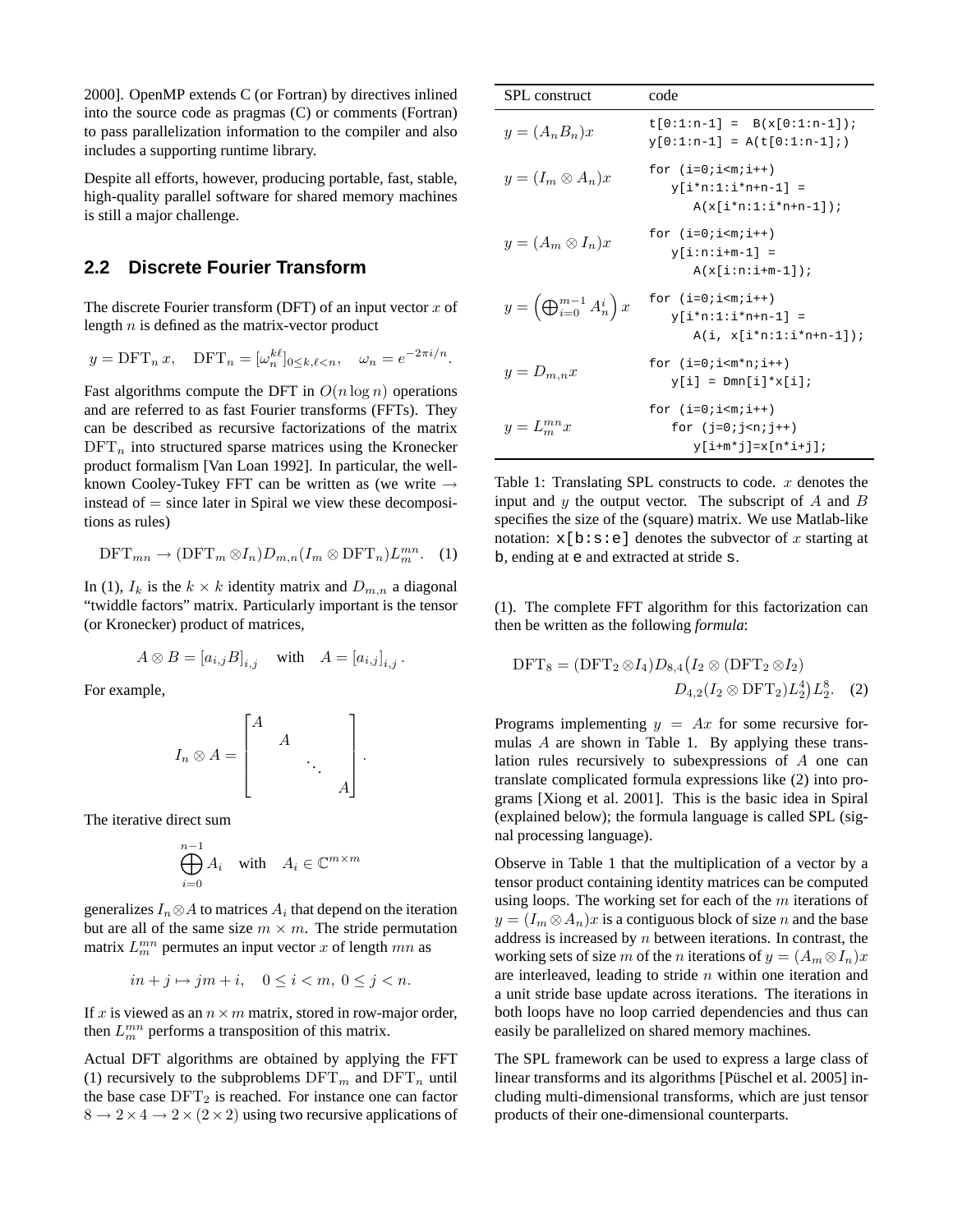2000]. OpenMP extends C (or Fortran) by directives inlined into the source code as pragmas (C) or comments (Fortran) to pass parallelization information to the compiler and also includes a supporting runtime library.

Despite all efforts, however, producing portable, fast, stable, high-quality parallel software for shared memory machines is still a major challenge.

## 2.2 Discrete Fourier Transform

The discrete Fourier transform (DFT) of an input vector $x$ of length $n$ is defined as the matrix-vector product

$$y = \mathrm{DFT}_n\, x, \quad \mathrm{DFT}_n = [\omega_n^{k\ell}]_{0\le k,\ell<n}, \quad \omega_n = e^{-2\pi i/n}.$$

Fast algorithms compute the DFT in $O(n \log n)$ operations and are referred to as fast Fourier transforms (FFTs). They can be described as recursive factorizations of the matrix $\mathrm{DFT}_n$ into structured sparse matrices using the Kronecker product formalism [Van Loan 1992]. In particular, the well-known Cooley-Tukey FFT can be written as (we write $\rightarrow$ instead of $=$ since later in Spiral we view these decompositions as rules)

$$\mathrm{DFT}_{mn} \rightarrow (\mathrm{DFT}_m \otimes I_n) D_{m,n} (I_m \otimes \mathrm{DFT}_n) L_m^{mn}. \quad (1)$$

In (1), $I_k$ is the $k \times k$ identity matrix and $D_{m,n}$ a diagonal "twiddle factors" matrix. Particularly important is the tensor (or Kronecker) product of matrices,

$$A \otimes B = [a_{i,j}B]_{i,j} \quad \text{with} \quad A = [a_{i,j}]_{i,j}.$$

For example,

$$I_n \otimes A = \begin{bmatrix} A & & & \\ & A & & \\ & & \ddots & \\ & & & A \end{bmatrix}.$$

The iterative direct sum

$$\bigoplus_{i=0}^{n-1} A_i \quad \text{with} \quad A_i \in \mathbb{C}^{m\times m}$$

generalizes $I_n \otimes A$ to matrices $A_i$ that depend on the iteration but are all of the same size $m \times m$. The stride permutation matrix $L_m^{mn}$ permutes an input vector $x$ of length $mn$ as

$$in + j \mapsto jm + i, \quad 0 \le i < m,\ 0 \le j < n.$$

If $x$ is viewed as an $n \times m$ matrix, stored in row-major order, then $L_m^{mn}$ performs a transposition of this matrix.

Actual DFT algorithms are obtained by applying the FFT (1) recursively to the subproblems $\mathrm{DFT}_m$ and $\mathrm{DFT}_n$ until the base case $\mathrm{DFT}_2$ is reached. For instance one can factor $8 \rightarrow 2 \times 4 \rightarrow 2 \times (2 \times 2)$ using two recursive applications of (1). The complete FFT algorithm for this factorization can then be written as the following *formula*:

$$\mathrm{DFT}_8 = (\mathrm{DFT}_2 \otimes I_4) D_{8,4} \big(I_2 \otimes (\mathrm{DFT}_2 \otimes I_2) D_{4,2} (I_2 \otimes \mathrm{DFT}_2) L_2^4\big) L_2^8. \quad (2)$$

| SPL construct | code |
|---|---|
| $y = (A_n B_n)x$ | `t[0:1:n-1] = B(x[0:1:n-1]);` `y[0:1:n-1] = A(t[0:1:n-1];)` |
| $y = (I_m \otimes A_n)x$ | `for (i=0;i<m;i++) y[i*n:1:i*n+n-1] = A(x[i*n:1:i*n+n-1]);` |
| $y = (A_m \otimes I_n)x$ | `for (i=0;i<m;i++) y[i:n:i+m-1] = A(x[i:n:i+m-1]);` |
| $y = \left(\bigoplus_{i=0}^{m-1} A_n^i\right) x$ | `for (i=0;i<m;i++) y[i*n:1:i*n+n-1] = A(i, x[i*n:1:i*n+n-1]);` |
| $y = D_{m,n} x$ | `for (i=0;i<m*n;i++) y[i] = Dmn[i]*x[i];` |
| $y = L_m^{mn} x$ | `for (i=0;i<m;i++) for (j=0;j<n;j++) y[i+m*j]=x[n*i+j];` |

Table 1: Translating SPL constructs to code. $x$ denotes the input and $y$ the output vector. The subscript of $A$ and $B$ specifies the size of the (square) matrix. We use Matlab-like notation: `x[b:s:e]` denotes the subvector of $x$ starting at `b`, ending at `e` and extracted at stride `s`.

Programs implementing $y = Ax$ for some recursive formulas $A$ are shown in Table 1. By applying these translation rules recursively to subexpressions of $A$ one can translate complicated formula expressions like (2) into programs [Xiong et al. 2001]. This is the basic idea in Spiral (explained below); the formula language is called SPL (signal processing language).

Observe in Table 1 that the multiplication of a vector by a tensor product containing identity matrices can be computed using loops. The working set for each of the $m$ iterations of $y = (I_m \otimes A_n)x$ is a contiguous block of size $n$ and the base address is increased by $n$ between iterations. In contrast, the working sets of size $m$ of the $n$ iterations of $y = (A_m \otimes I_n)x$ are interleaved, leading to stride $n$ within one iteration and a unit stride base update across iterations. The iterations in both loops have no loop carried dependencies and thus can easily be parallelized on shared memory machines.

The SPL framework can be used to express a large class of linear transforms and its algorithms [Püschel et al. 2005] including multi-dimensional transforms, which are just tensor products of their one-dimensional counterparts.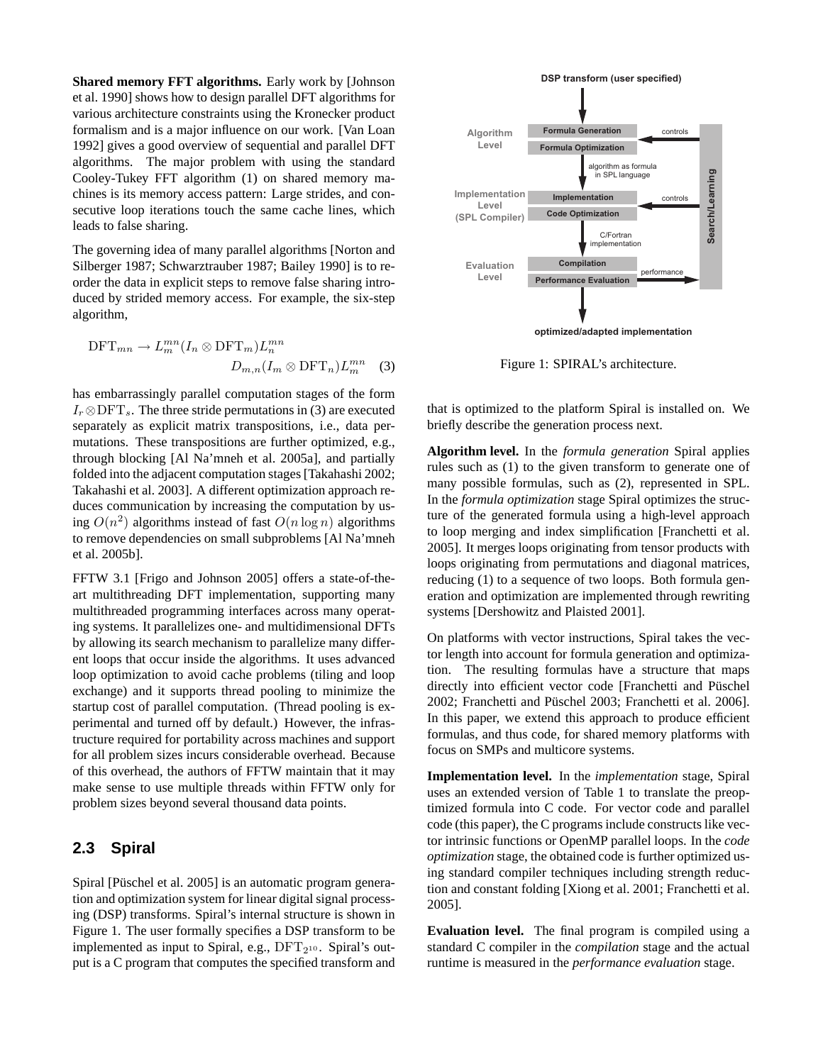**Shared memory FFT algorithms.** Early work by [Johnson et al. 1990] shows how to design parallel DFT algorithms for various architecture constraints using the Kronecker product formalism and is a major influence on our work. [Van Loan 1992] gives a good overview of sequential and parallel DFT algorithms. The major problem with using the standard Cooley-Tukey FFT algorithm (1) on shared memory machines is its memory access pattern: Large strides, and consecutive loop iterations touch the same cache lines, which leads to false sharing.

The governing idea of many parallel algorithms [Norton and Silberger 1987; Schwarztrauber 1987; Bailey 1990] is to reorder the data in explicit steps to remove false sharing introduced by strided memory access. For example, the six-step algorithm,

$$\mathrm{DFT}_{mn} \rightarrow L_m^{mn}(I_n \otimes \mathrm{DFT}_m)L_n^{mn} \\ D_{m,n}(I_m \otimes \mathrm{DFT}_n)L_m^{mn} \quad (3)$$

has embarrassingly parallel computation stages of the form $I_r \otimes \mathrm{DFT}_s$. The three stride permutations in (3) are executed separately as explicit matrix transpositions, i.e., data permutations. These transpositions are further optimized, e.g., through blocking [Al Na'mneh et al. 2005a], and partially folded into the adjacent computation stages [Takahashi 2002; Takahashi et al. 2003]. A different optimization approach reduces communication by increasing the computation by using $O(n^2)$ algorithms instead of fast $O(n \log n)$ algorithms to remove dependencies on small subproblems [Al Na'mneh et al. 2005b].

FFTW 3.1 [Frigo and Johnson 2005] offers a state-of-the-art multithreading DFT implementation, supporting many multithreaded programming interfaces across many operating systems. It parallelizes one- and multidimensional DFTs by allowing its search mechanism to parallelize many different loops that occur inside the algorithms. It uses advanced loop optimization to avoid cache problems (tiling and loop exchange) and it supports thread pooling to minimize the startup cost of parallel computation. (Thread pooling is experimental and turned off by default.) However, the infrastructure required for portability across machines and support for all problem sizes incurs considerable overhead. Because of this overhead, the authors of FFTW maintain that it may make sense to use multiple threads within FFTW only for problem sizes beyond several thousand data points.

## 2.3 Spiral

Spiral [Püschel et al. 2005] is an automatic program generation and optimization system for linear digital signal processing (DSP) transforms. Spiral's internal structure is shown in Figure 1. The user formally specifies a DSP transform to be implemented as input to Spiral, e.g., $\mathrm{DFT}_{2^{10}}$. Spiral's output is a C program that computes the specified transform and that is optimized to the platform Spiral is installed on. We briefly describe the generation process next.

Figure 1: SPIRAL's architecture.

**Algorithm level.** In the *formula generation* Spiral applies rules such as (1) to the given transform to generate one of many possible formulas, such as (2), represented in SPL. In the *formula optimization* stage Spiral optimizes the structure of the generated formula using a high-level approach to loop merging and index simplification [Franchetti et al. 2005]. It merges loops originating from tensor products with loops originating from permutations and diagonal matrices, reducing (1) to a sequence of two loops. Both formula generation and optimization are implemented through rewriting systems [Dershowitz and Plaisted 2001].

On platforms with vector instructions, Spiral takes the vector length into account for formula generation and optimization. The resulting formulas have a structure that maps directly into efficient vector code [Franchetti and Püschel 2002; Franchetti and Püschel 2003; Franchetti et al. 2006]. In this paper, we extend this approach to produce efficient formulas, and thus code, for shared memory platforms with focus on SMPs and multicore systems.

**Implementation level.** In the *implementation* stage, Spiral uses an extended version of Table 1 to translate the preoptimized formula into C code. For vector code and parallel code (this paper), the C programs include constructs like vector intrinsic functions or OpenMP parallel loops. In the *code optimization* stage, the obtained code is further optimized using standard compiler techniques including strength reduction and constant folding [Xiong et al. 2001; Franchetti et al. 2005].

**Evaluation level.** The final program is compiled using a standard C compiler in the *compilation* stage and the actual runtime is measured in the *performance evaluation* stage.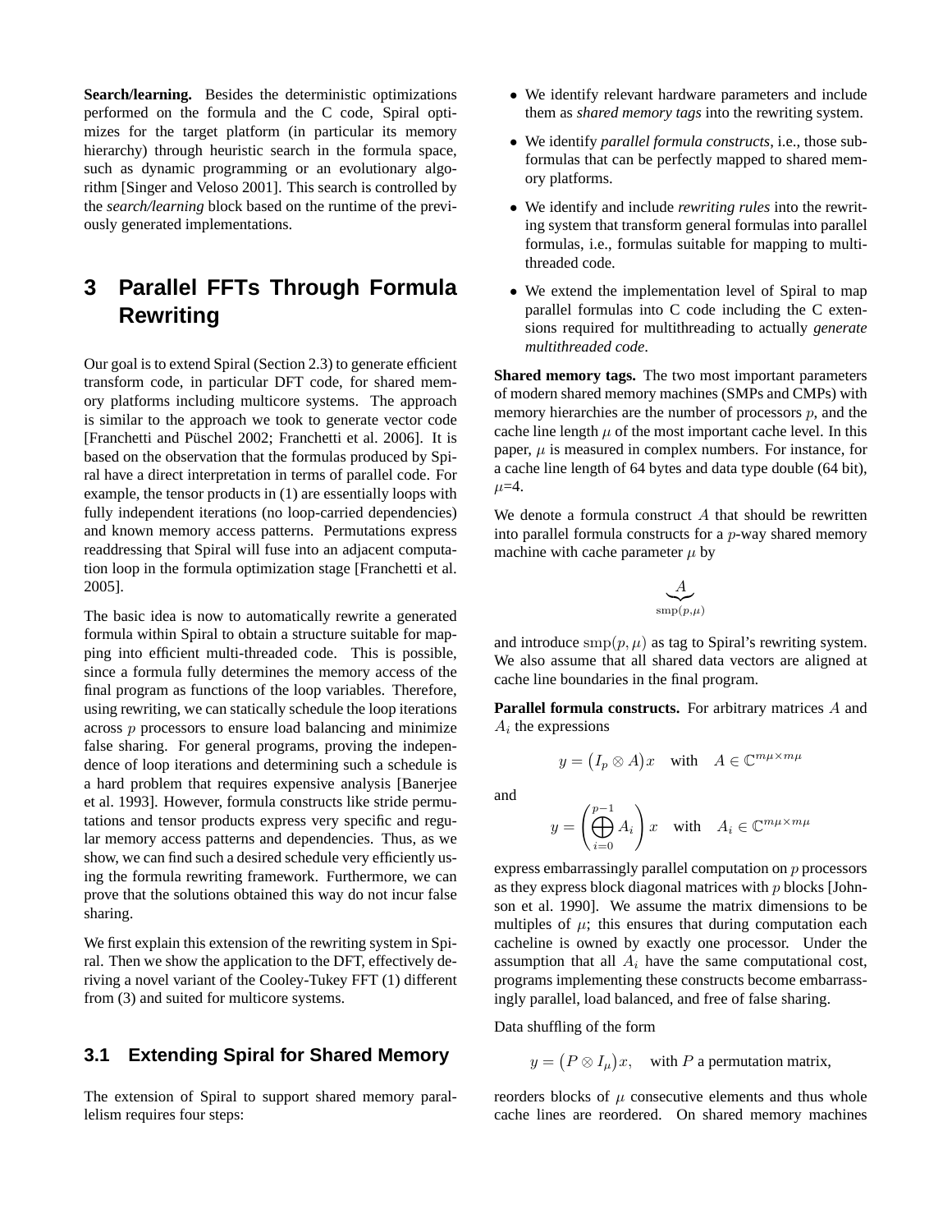**Search/learning.** Besides the deterministic optimizations performed on the formula and the C code, Spiral optimizes for the target platform (in particular its memory hierarchy) through heuristic search in the formula space, such as dynamic programming or an evolutionary algorithm [Singer and Veloso 2001]. This search is controlled by the *search/learning* block based on the runtime of the previously generated implementations.

## 3 Parallel FFTs Through Formula Rewriting

Our goal is to extend Spiral (Section 2.3) to generate efficient transform code, in particular DFT code, for shared memory platforms including multicore systems. The approach is similar to the approach we took to generate vector code [Franchetti and Püschel 2002; Franchetti et al. 2006]. It is based on the observation that the formulas produced by Spiral have a direct interpretation in terms of parallel code. For example, the tensor products in (1) are essentially loops with fully independent iterations (no loop-carried dependencies) and known memory access patterns. Permutations express readdressing that Spiral will fuse into an adjacent computation loop in the formula optimization stage [Franchetti et al. 2005].

The basic idea is now to automatically rewrite a generated formula within Spiral to obtain a structure suitable for mapping into efficient multi-threaded code. This is possible, since a formula fully determines the memory access of the final program as functions of the loop variables. Therefore, using rewriting, we can statically schedule the loop iterations across $p$ processors to ensure load balancing and minimize false sharing. For general programs, proving the independence of loop iterations and determining such a schedule is a hard problem that requires expensive analysis [Banerjee et al. 1993]. However, formula constructs like stride permutations and tensor products express very specific and regular memory access patterns and dependencies. Thus, as we show, we can find such a desired schedule very efficiently using the formula rewriting framework. Furthermore, we can prove that the solutions obtained this way do not incur false sharing.

We first explain this extension of the rewriting system in Spiral. Then we show the application to the DFT, effectively deriving a novel variant of the Cooley-Tukey FFT (1) different from (3) and suited for multicore systems.

### 3.1 Extending Spiral for Shared Memory

The extension of Spiral to support shared memory parallelism requires four steps:

- We identify relevant hardware parameters and include them as *shared memory tags* into the rewriting system.
- We identify *parallel formula constructs*, i.e., those subformulas that can be perfectly mapped to shared memory platforms.
- We identify and include *rewriting rules* into the rewriting system that transform general formulas into parallel formulas, i.e., formulas suitable for mapping to multithreaded code.
- We extend the implementation level of Spiral to map parallel formulas into C code including the C extensions required for multithreading to actually *generate multithreaded code*.

**Shared memory tags.** The two most important parameters of modern shared memory machines (SMPs and CMPs) with memory hierarchies are the number of processors $p$, and the cache line length $\mu$ of the most important cache level. In this paper, $\mu$ is measured in complex numbers. For instance, for a cache line length of 64 bytes and data type double (64 bit), $\mu$=4.

We denote a formula construct $A$ that should be rewritten into parallel formula constructs for a $p$-way shared memory machine with cache parameter $\mu$ by

$$\underbrace{A}_{\text{smp}(p,\mu)}$$

and introduce $\text{smp}(p, \mu)$ as tag to Spiral's rewriting system. We also assume that all shared data vectors are aligned at cache line boundaries in the final program.

**Parallel formula constructs.** For arbitrary matrices $A$ and $A_i$ the expressions

$$y = \big(I_p \otimes A\big)x \quad \text{with} \quad A \in \mathbb{C}^{m\mu \times m\mu}$$

and

$$y = \left(\bigoplus_{i=0}^{p-1} A_i\right)x \quad \text{with} \quad A_i \in \mathbb{C}^{m\mu \times m\mu}$$

express embarrassingly parallel computation on $p$ processors as they express block diagonal matrices with $p$ blocks [Johnson et al. 1990]. We assume the matrix dimensions to be multiples of $\mu$; this ensures that during computation each cacheline is owned by exactly one processor. Under the assumption that all $A_i$ have the same computational cost, programs implementing these constructs become embarrassingly parallel, load balanced, and free of false sharing.

Data shuffling of the form

$$y = \big(P \otimes I_\mu\big)x, \quad \text{with } P \text{ a permutation matrix,}$$

reorders blocks of $\mu$ consecutive elements and thus whole cache lines are reordered. On shared memory machines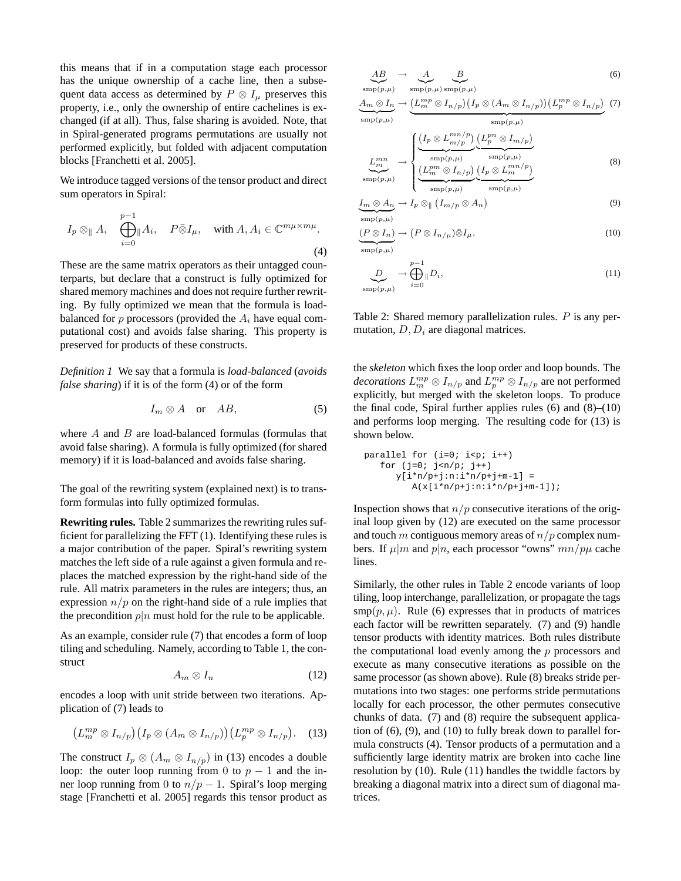this means that if in a computation stage each processor has the unique ownership of a cache line, then a subsequent data access as determined by $P \otimes I_\mu$ preserves this property, i.e., only the ownership of entire cachelines is exchanged (if at all). Thus, false sharing is avoided. Note, that in Spiral-generated programs permutations are usually not performed explicitly, but folded with adjacent computation blocks [Franchetti et al. 2005].

We introduce tagged versions of the tensor product and direct sum operators in Spiral:

$$I_p \otimes_\parallel A, \quad \bigoplus_{i=0}^{p-1}{}_\parallel A_i, \quad P \bar{\otimes} I_\mu, \quad \text{with } A, A_i \in \mathbb{C}^{m\mu \times m\mu}. \tag{4}$$

These are the same matrix operators as their untagged counterparts, but declare that a construct is fully optimized for shared memory machines and does not require further rewriting. By fully optimized we mean that the formula is load-balanced for $p$ processors (provided the $A_i$ have equal computational cost) and avoids false sharing. This property is preserved for products of these constructs.

*Definition 1* We say that a formula is *load-balanced* (*avoids false sharing*) if it is of the form (4) or of the form

$$I_m \otimes A \quad \text{or} \quad AB, \tag{5}$$

where $A$ and $B$ are load-balanced formulas (formulas that avoid false sharing). A formula is fully optimized (for shared memory) if it is load-balanced and avoids false sharing.

The goal of the rewriting system (explained next) is to transform formulas into fully optimized formulas.

**Rewriting rules.** Table 2 summarizes the rewriting rules sufficient for parallelizing the FFT (1). Identifying these rules is a major contribution of the paper. Spiral's rewriting system matches the left side of a rule against a given formula and replaces the matched expression by the right-hand side of the rule. All matrix parameters in the rules are integers; thus, an expression $n/p$ on the right-hand side of a rule implies that the precondition $p|n$ must hold for the rule to be applicable.

As an example, consider rule (7) that encodes a form of loop tiling and scheduling. Namely, according to Table 1, the construct

$$A_m \otimes I_n \tag{12}$$

encodes a loop with unit stride between two iterations. Application of (7) leads to

$$\left(L_m^{mp} \otimes I_{n/p}\right)\left(I_p \otimes (A_m \otimes I_{n/p})\right)\left(L_p^{mp} \otimes I_{n/p}\right). \tag{13}$$

The construct $I_p \otimes (A_m \otimes I_{n/p})$ in (13) encodes a double loop: the outer loop running from 0 to $p-1$ and the inner loop running from 0 to $n/p-1$. Spiral's loop merging stage [Franchetti et al. 2005] regards this tensor product as

$$\underbrace{AB}_{\text{smp}(p,\mu)} \to \underbrace{A}_{\text{smp}(p,\mu)} \underbrace{B}_{\text{smp}(p,\mu)} \tag{6}$$

$$\underbrace{A_m \otimes I_n}_{\text{smp}(p,\mu)} \to \underbrace{\left(L_m^{mp} \otimes I_{n/p}\right)\left(I_p \otimes (A_m \otimes I_{n/p})\right)\left(L_p^{mp} \otimes I_{n/p}\right)}_{\text{smp}(p,\mu)} \tag{7}$$

$$\underbrace{L_m^{mn}}_{\text{smp}(p,\mu)} \to \begin{cases} \underbrace{\left(I_p \otimes L_{m/p}^{mn/p}\right)}_{\text{smp}(p,\mu)} \underbrace{\left(L_p^{pn} \otimes I_{m/p}\right)}_{\text{smp}(p,\mu)} \\ \underbrace{\left(L_m^{pm} \otimes I_{n/p}\right)}_{\text{smp}(p,\mu)} \underbrace{\left(I_p \otimes L_m^{mn/p}\right)}_{\text{smp}(p,\mu)} \end{cases} \tag{8}$$

$$\underbrace{I_m \otimes A_n}_{\text{smp}(p,\mu)} \to I_p \otimes_\parallel \left(I_{m/p} \otimes A_n\right) \tag{9}$$

$$\underbrace{(P \otimes I_n)}_{\text{smp}(p,\mu)} \to \left(P \otimes I_{n/\mu}\right) \bar{\otimes} I_\mu, \tag{10}$$

$$\underbrace{D}_{\text{smp}(p,\mu)} \to \bigoplus_{i=0}^{p-1}{}_\parallel D_i, \tag{11}$$

Table 2: Shared memory parallelization rules. $P$ is any permutation, $D, D_i$ are diagonal matrices.

the *skeleton* which fixes the loop order and loop bounds. The *decorations* $L_m^{mp} \otimes I_{n/p}$ and $L_p^{mp} \otimes I_{n/p}$ are not performed explicitly, but merged with the skeleton loops. To produce the final code, Spiral further applies rules (6) and (8)–(10) and performs loop merging. The resulting code for (13) is shown below.

```
parallel for (i=0; i<p; i++)
   for (j=0; j<n/p; j++)
      y[i*n/p+j:n:i*n/p+j+m-1] =
         A(x[i*n/p+j:n:i*n/p+j+m-1]);
```

Inspection shows that $n/p$ consecutive iterations of the original loop given by (12) are executed on the same processor and touch $m$ contiguous memory areas of $n/p$ complex numbers. If $\mu|m$ and $p|n$, each processor "owns" $mn/p\mu$ cache lines.

Similarly, the other rules in Table 2 encode variants of loop tiling, loop interchange, parallelization, or propagate the tags $\text{smp}(p, \mu)$. Rule (6) expresses that in products of matrices each factor will be rewritten separately. (7) and (9) handle tensor products with identity matrices. Both rules distribute the computational load evenly among the $p$ processors and execute as many consecutive iterations as possible on the same processor (as shown above). Rule (8) breaks stride permutations into two stages: one performs stride permutations locally for each processor, the other permutes consecutive chunks of data. (7) and (8) require the subsequent application of (6), (9), and (10) to fully break down to parallel formula constructs (4). Tensor products of a permutation and a sufficiently large identity matrix are broken into cache line resolution by (10). Rule (11) handles the twiddle factors by breaking a diagonal matrix into a direct sum of diagonal matrices.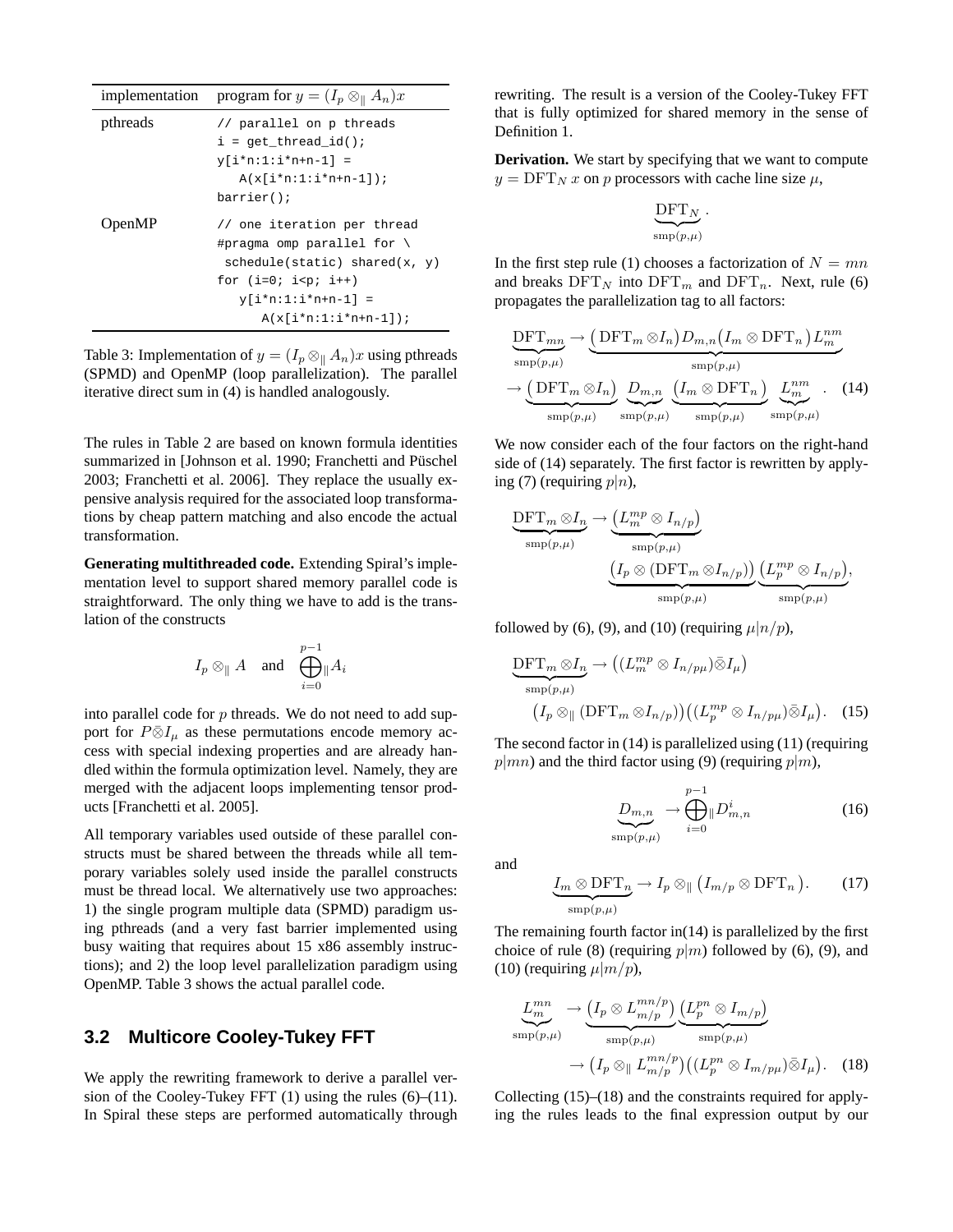| implementation | program for $y = (I_p \otimes_\parallel A_n)x$ |
|---|---|
| pthreads | `// parallel on p threads`<br>`i = get_thread_id();`<br>`y[i*n:1:i*n+n-1] =`<br>`   A(x[i*n:1:i*n+n-1]);`<br>`barrier();` |
| OpenMP | `// one iteration per thread`<br>`#pragma omp parallel for \`<br>` schedule(static) shared(x, y)`<br>`for (i=0; i<p; i++)`<br>`   y[i*n:1:i*n+n-1] =`<br>`      A(x[i*n:1:i*n+n-1]);` |

Table 3: Implementation of $y = (I_p \otimes_\parallel A_n)x$ using pthreads (SPMD) and OpenMP (loop parallelization). The parallel iterative direct sum in (4) is handled analogously.

The rules in Table 2 are based on known formula identities summarized in [Johnson et al. 1990; Franchetti and Püschel 2003; Franchetti et al. 2006]. They replace the usually expensive analysis required for the associated loop transformations by cheap pattern matching and also encode the actual transformation.

**Generating multithreaded code.** Extending Spiral's implementation level to support shared memory parallel code is straightforward. The only thing we have to add is the translation of the constructs

$$I_p \otimes_\parallel A \quad \text{and} \quad \bigoplus_{i=0}^{p-1}{}_\parallel A_i$$

into parallel code for $p$ threads. We do not need to add support for $P \bar{\otimes} I_\mu$ as these permutations encode memory access with special indexing properties and are already handled within the formula optimization level. Namely, they are merged with the adjacent loops implementing tensor products [Franchetti et al. 2005].

All temporary variables used outside of these parallel constructs must be shared between the threads while all temporary variables solely used inside the parallel constructs must be thread local. We alternatively use two approaches: 1) the single program multiple data (SPMD) paradigm using pthreads (and a very fast barrier implemented using busy waiting that requires about 15 x86 assembly instructions); and 2) the loop level parallelization paradigm using OpenMP. Table 3 shows the actual parallel code.

## 3.2 Multicore Cooley-Tukey FFT

We apply the rewriting framework to derive a parallel version of the Cooley-Tukey FFT (1) using the rules (6)–(11). In Spiral these steps are performed automatically through rewriting. The result is a version of the Cooley-Tukey FFT that is fully optimized for shared memory in the sense of Definition 1.

**Derivation.** We start by specifying that we want to compute $y = \mathrm{DFT}_N\, x$ on $p$ processors with cache line size $\mu$,

$$\underbrace{\mathrm{DFT}_N}_{\mathrm{smp}(p,\mu)}.$$

In the first step rule (1) chooses a factorization of $N = mn$ and breaks $\mathrm{DFT}_N$ into $\mathrm{DFT}_m$ and $\mathrm{DFT}_n$. Next, rule (6) propagates the parallelization tag to all factors:

$$\begin{aligned}\underbrace{\mathrm{DFT}_{mn}}_{\mathrm{smp}(p,\mu)} &\rightarrow \underbrace{\big(\mathrm{DFT}_m \otimes I_n\big) D_{m,n} \big(I_m \otimes \mathrm{DFT}_n\big) L^{nm}_m}_{\mathrm{smp}(p,\mu)} \\ &\rightarrow \underbrace{\big(\mathrm{DFT}_m \otimes I_n\big)}_{\mathrm{smp}(p,\mu)} \underbrace{D_{m,n}}_{\mathrm{smp}(p,\mu)} \underbrace{\big(I_m \otimes \mathrm{DFT}_n\big)}_{\mathrm{smp}(p,\mu)} \underbrace{L^{nm}_m}_{\mathrm{smp}(p,\mu)}. \end{aligned} \quad (14)$$

We now consider each of the four factors on the right-hand side of (14) separately. The first factor is rewritten by applying (7) (requiring $p|n$),

$$\underbrace{\mathrm{DFT}_m \otimes I_n}_{\mathrm{smp}(p,\mu)} \rightarrow \underbrace{\big(L^{mp}_m \otimes I_{n/p}\big)}_{\mathrm{smp}(p,\mu)} \underbrace{\big(I_p \otimes (\mathrm{DFT}_m \otimes I_{n/p})\big)}_{\mathrm{smp}(p,\mu)} \underbrace{\big(L^{mp}_p \otimes I_{n/p}\big)}_{\mathrm{smp}(p,\mu)},$$

followed by (6), (9), and (10) (requiring $\mu | n/p$),

$$\begin{aligned}\underbrace{\mathrm{DFT}_m \otimes I_n}_{\mathrm{smp}(p,\mu)} &\rightarrow \big((L^{mp}_m \otimes I_{n/p\mu}) \bar{\otimes} I_\mu\big) \\ &\big(I_p \otimes_\parallel (\mathrm{DFT}_m \otimes I_{n/p})\big)\big((L^{mp}_p \otimes I_{n/p\mu}) \bar{\otimes} I_\mu\big). \end{aligned} \quad (15)$$

The second factor in (14) is parallelized using (11) (requiring $p|mn$) and the third factor using (9) (requiring $p|m$),

$$\underbrace{D_{m,n}}_{\mathrm{smp}(p,\mu)} \rightarrow \bigoplus_{i=0}^{p-1}{}_\parallel D^i_{m,n} \quad (16)$$

and

$$\underbrace{I_m \otimes \mathrm{DFT}_n}_{\mathrm{smp}(p,\mu)} \rightarrow I_p \otimes_\parallel \big(I_{m/p} \otimes \mathrm{DFT}_n\big). \quad (17)$$

The remaining fourth factor in(14) is parallelized by the first choice of rule (8) (requiring $p|m$) followed by (6), (9), and (10) (requiring $\mu | m/p$),

$$\begin{aligned}\underbrace{L^{mn}_m}_{\mathrm{smp}(p,\mu)} &\rightarrow \underbrace{\big(I_p \otimes L^{mn/p}_{m/p}\big)}_{\mathrm{smp}(p,\mu)} \underbrace{\big(L^{pn}_p \otimes I_{m/p}\big)}_{\mathrm{smp}(p,\mu)} \\ &\rightarrow \big(I_p \otimes_\parallel L^{mn/p}_{m/p}\big)\big((L^{pn}_p \otimes I_{m/p\mu}) \bar{\otimes} I_\mu\big). \end{aligned} \quad (18)$$

Collecting (15)–(18) and the constraints required for applying the rules leads to the final expression output by our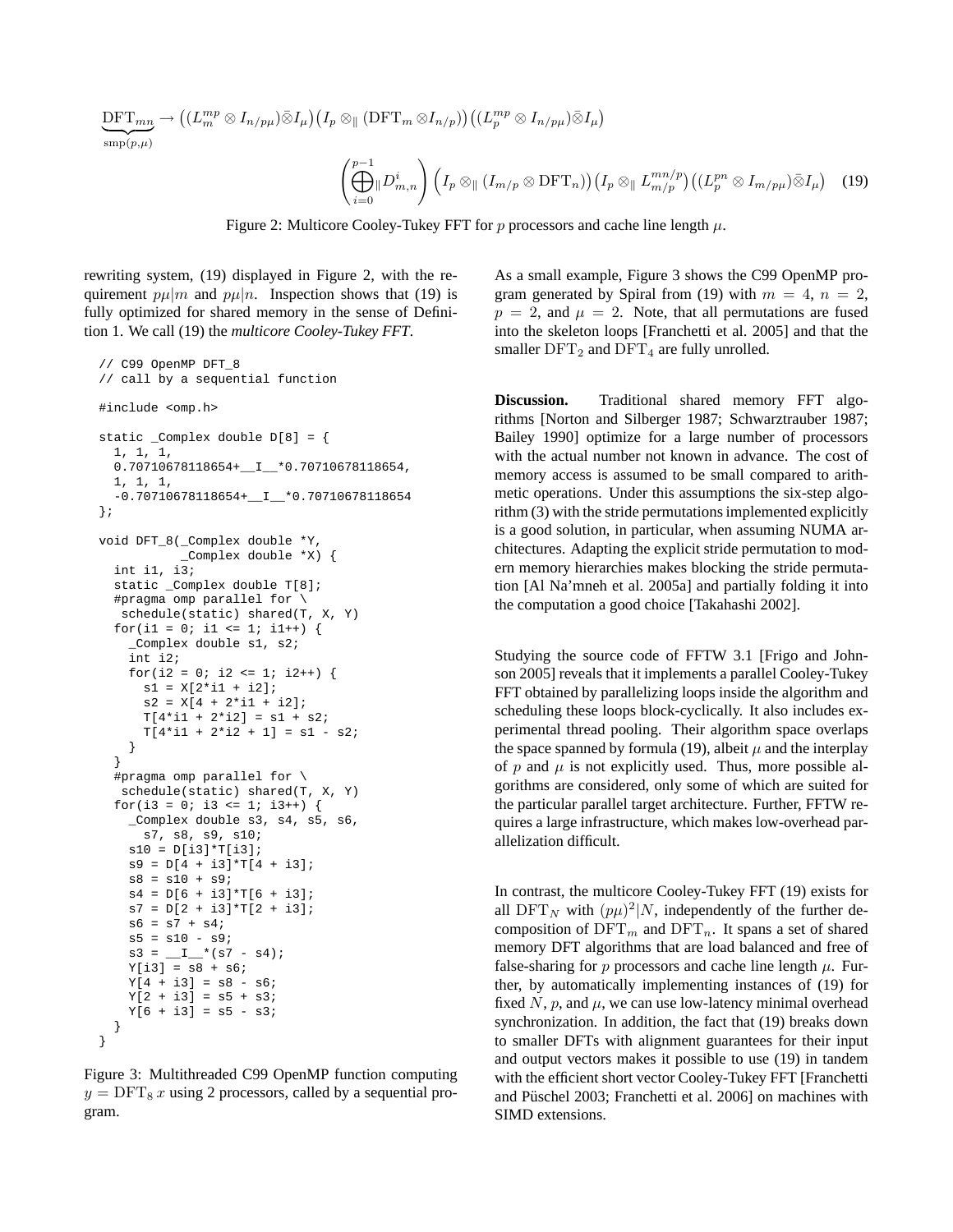$$\underbrace{\mathrm{DFT}_{mn}}_{\mathrm{smp}(p,\mu)} \rightarrow \left((L_m^{mp} \otimes I_{n/p\mu})\bar{\otimes} I_\mu\right)\left(I_p \otimes_\parallel (\mathrm{DFT}_m \otimes I_{n/p})\right)\left((L_p^{mp} \otimes I_{n/p\mu})\bar{\otimes} I_\mu\right)$$

$$\left(\bigoplus_{i=0}^{p-1}{}_\parallel D_{m,n}^i\right)\left(I_p \otimes_\parallel (I_{m/p} \otimes \mathrm{DFT}_n)\right)\left(I_p \otimes_\parallel L_{m/p}^{mn/p}\right)\left((L_p^{pn} \otimes I_{m/p\mu})\bar{\otimes} I_\mu\right) \quad (19)$$

Figure 2: Multicore Cooley-Tukey FFT for $p$ processors and cache line length $\mu$.

rewriting system, (19) displayed in Figure 2, with the requirement $p\mu|m$ and $p\mu|n$. Inspection shows that (19) is fully optimized for shared memory in the sense of Definition 1. We call (19) the *multicore Cooley-Tukey FFT*.

```
// C99 OpenMP DFT_8
// call by a sequential function

#include <omp.h>

static _Complex double D[8] = {
  1, 1, 1,
  0.70710678118654+__I__*0.70710678118654,
  1, 1, 1,
  -0.70710678118654+__I__*0.70710678118654
};

void DFT_8(_Complex double *Y,
           _Complex double *X) {
  int i1, i3;
  static _Complex double T[8];
  #pragma omp parallel for \
   schedule(static) shared(T, X, Y)
  for(i1 = 0; i1 <= 1; i1++) {
    _Complex double s1, s2;
    int i2;
    for(i2 = 0; i2 <= 1; i2++) {
      s1 = X[2*i1 + i2];
      s2 = X[4 + 2*i1 + i2];
      T[4*i1 + 2*i2] = s1 + s2;
      T[4*i1 + 2*i2 + 1] = s1 - s2;
    }
  }
  #pragma omp parallel for \
   schedule(static) shared(T, X, Y)
  for(i3 = 0; i3 <= 1; i3++) {
    _Complex double s3, s4, s5, s6,
      s7, s8, s9, s10;
    s10 = D[i3]*T[i3];
    s9 = D[4 + i3]*T[4 + i3];
    s8 = s10 + s9;
    s4 = D[6 + i3]*T[6 + i3];
    s7 = D[2 + i3]*T[2 + i3];
    s6 = s7 + s4;
    s5 = s10 - s9;
    s3 = __I__*(s7 - s4);
    Y[i3] = s8 + s6;
    Y[4 + i3] = s8 - s6;
    Y[2 + i3] = s5 + s3;
    Y[6 + i3] = s5 - s3;
  }
}
```

Figure 3: Multithreaded C99 OpenMP function computing $y = \mathrm{DFT}_8\, x$ using 2 processors, called by a sequential program.

As a small example, Figure 3 shows the C99 OpenMP program generated by Spiral from (19) with $m = 4$, $n = 2$, $p = 2$, and $\mu = 2$. Note, that all permutations are fused into the skeleton loops [Franchetti et al. 2005] and that the smaller $\mathrm{DFT}_2$ and $\mathrm{DFT}_4$ are fully unrolled.

**Discussion.** Traditional shared memory FFT algorithms [Norton and Silberger 1987; Schwarztrauber 1987; Bailey 1990] optimize for a large number of processors with the actual number not known in advance. The cost of memory access is assumed to be small compared to arithmetic operations. Under this assumptions the six-step algorithm (3) with the stride permutations implemented explicitly is a good solution, in particular, when assuming NUMA architectures. Adapting the explicit stride permutation to modern memory hierarchies makes blocking the stride permutation [Al Na'mneh et al. 2005a] and partially folding it into the computation a good choice [Takahashi 2002].

Studying the source code of FFTW 3.1 [Frigo and Johnson 2005] reveals that it implements a parallel Cooley-Tukey FFT obtained by parallelizing loops inside the algorithm and scheduling these loops block-cyclically. It also includes experimental thread pooling. Their algorithm space overlaps the space spanned by formula (19), albeit $\mu$ and the interplay of $p$ and $\mu$ is not explicitly used. Thus, more possible algorithms are considered, only some of which are suited for the particular parallel target architecture. Further, FFTW requires a large infrastructure, which makes low-overhead parallelization difficult.

In contrast, the multicore Cooley-Tukey FFT (19) exists for all $\mathrm{DFT}_N$ with $(p\mu)^2|N$, independently of the further decomposition of $\mathrm{DFT}_m$ and $\mathrm{DFT}_n$. It spans a set of shared memory DFT algorithms that are load balanced and free of false-sharing for $p$ processors and cache line length $\mu$. Further, by automatically implementing instances of (19) for fixed $N$, $p$, and $\mu$, we can use low-latency minimal overhead synchronization. In addition, the fact that (19) breaks down to smaller DFTs with alignment guarantees for their input and output vectors makes it possible to use (19) in tandem with the efficient short vector Cooley-Tukey FFT [Franchetti and Püschel 2003; Franchetti et al. 2006] on machines with SIMD extensions.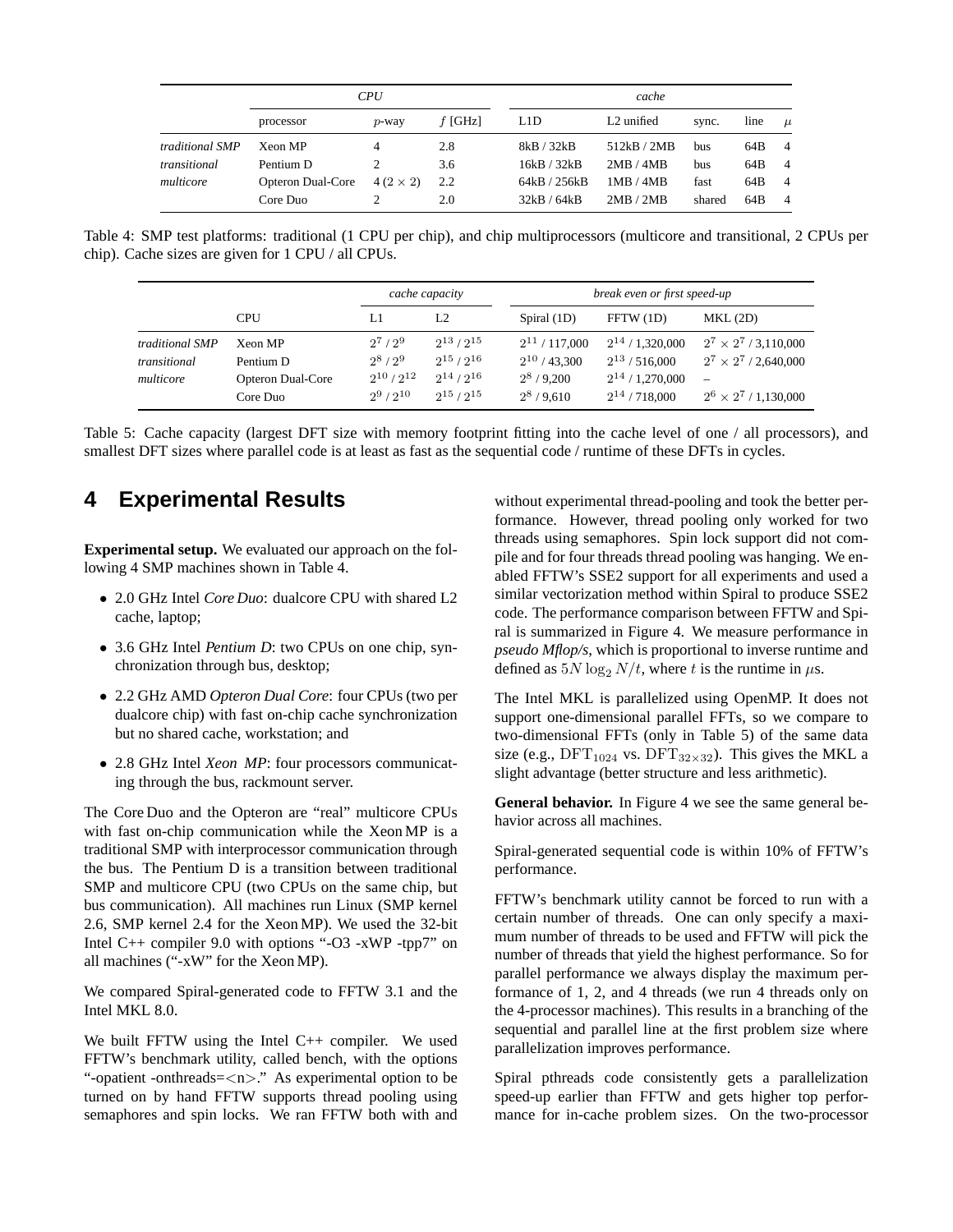| | *CPU* | | | *cache* | | | | |
|---|---|---|---|---|---|---|---|---|
| | processor | $p$-way | $f$ [GHz] | L1D | L2 unified | sync. | line | $\mu$ |
| *traditional SMP* | Xeon MP | 4 | 2.8 | 8kB / 32kB | 512kB / 2MB | bus | 64B | 4 |
| *transitional* | Pentium D | 2 | 3.6 | 16kB / 32kB | 2MB / 4MB | bus | 64B | 4 |
| *multicore* | Opteron Dual-Core | 4 $(2 \times 2)$ | 2.2 | 64kB / 256kB | 1MB / 4MB | fast | 64B | 4 |
| | Core Duo | 2 | 2.0 | 32kB / 64kB | 2MB / 2MB | shared | 64B | 4 |

Table 4: SMP test platforms: traditional (1 CPU per chip), and chip multiprocessors (multicore and transitional, 2 CPUs per chip). Cache sizes are given for 1 CPU / all CPUs.

| | | *cache capacity* | | *break even or first speed-up* | | |
|---|---|---|---|---|---|---|
| | CPU | L1 | L2 | Spiral (1D) | FFTW (1D) | MKL (2D) |
| *traditional SMP* | Xeon MP | $2^7$ / $2^9$ | $2^{13}$ / $2^{15}$ | $2^{11}$ / 117,000 | $2^{14}$ / 1,320,000 | $2^7 \times 2^7$ / 3,110,000 |
| *transitional* | Pentium D | $2^8$ / $2^9$ | $2^{15}$ / $2^{16}$ | $2^{10}$ / 43,300 | $2^{13}$ / 516,000 | $2^7 \times 2^7$ / 2,640,000 |
| *multicore* | Opteron Dual-Core | $2^{10}$ / $2^{12}$ | $2^{14}$ / $2^{16}$ | $2^8$ / 9,200 | $2^{14}$ / 1,270,000 | – |
| | Core Duo | $2^9$ / $2^{10}$ | $2^{15}$ / $2^{15}$ | $2^8$ / 9,610 | $2^{14}$ / 718,000 | $2^6 \times 2^7$ / 1,130,000 |

Table 5: Cache capacity (largest DFT size with memory footprint fitting into the cache level of one / all processors), and smallest DFT sizes where parallel code is at least as fast as the sequential code / runtime of these DFTs in cycles.

# 4 Experimental Results

**Experimental setup.** We evaluated our approach on the following 4 SMP machines shown in Table 4.

- 2.0 GHz Intel *Core Duo*: dualcore CPU with shared L2 cache, laptop;
- 3.6 GHz Intel *Pentium D*: two CPUs on one chip, synchronization through bus, desktop;
- 2.2 GHz AMD *Opteron Dual Core*: four CPUs (two per dualcore chip) with fast on-chip cache synchronization but no shared cache, workstation; and
- 2.8 GHz Intel *Xeon MP*: four processors communicating through the bus, rackmount server.

The Core Duo and the Opteron are "real" multicore CPUs with fast on-chip communication while the Xeon MP is a traditional SMP with interprocessor communication through the bus. The Pentium D is a transition between traditional SMP and multicore CPU (two CPUs on the same chip, but bus communication). All machines run Linux (SMP kernel 2.6, SMP kernel 2.4 for the Xeon MP). We used the 32-bit Intel C++ compiler 9.0 with options "-O3 -xWP -tpp7" on all machines ("-xW" for the Xeon MP).

We compared Spiral-generated code to FFTW 3.1 and the Intel MKL 8.0.

We built FFTW using the Intel C++ compiler. We used FFTW's benchmark utility, called bench, with the options "-opatient -onthreads=<n>." As experimental option to be turned on by hand FFTW supports thread pooling using semaphores and spin locks. We ran FFTW both with and without experimental thread-pooling and took the better performance. However, thread pooling only worked for two threads using semaphores. Spin lock support did not compile and for four threads thread pooling was hanging. We enabled FFTW's SSE2 support for all experiments and used a similar vectorization method within Spiral to produce SSE2 code. The performance comparison between FFTW and Spiral is summarized in Figure 4. We measure performance in *pseudo Mflop/s*, which is proportional to inverse runtime and defined as $5N \log_2 N/t$, where $t$ is the runtime in $\mu$s.

The Intel MKL is parallelized using OpenMP. It does not support one-dimensional parallel FFTs, so we compare to two-dimensional FFTs (only in Table 5) of the same data size (e.g., $\mathrm{DFT}_{1024}$ vs. $\mathrm{DFT}_{32\times32}$). This gives the MKL a slight advantage (better structure and less arithmetic).

**General behavior.** In Figure 4 we see the same general behavior across all machines.

Spiral-generated sequential code is within 10% of FFTW's performance.

FFTW's benchmark utility cannot be forced to run with a certain number of threads. One can only specify a maximum number of threads to be used and FFTW will pick the number of threads that yield the highest performance. So for parallel performance we always display the maximum performance of 1, 2, and 4 threads (we run 4 threads only on the 4-processor machines). This results in a branching of the sequential and parallel line at the first problem size where parallelization improves performance.

Spiral pthreads code consistently gets a parallelization speed-up earlier than FFTW and gets higher top performance for in-cache problem sizes. On the two-processor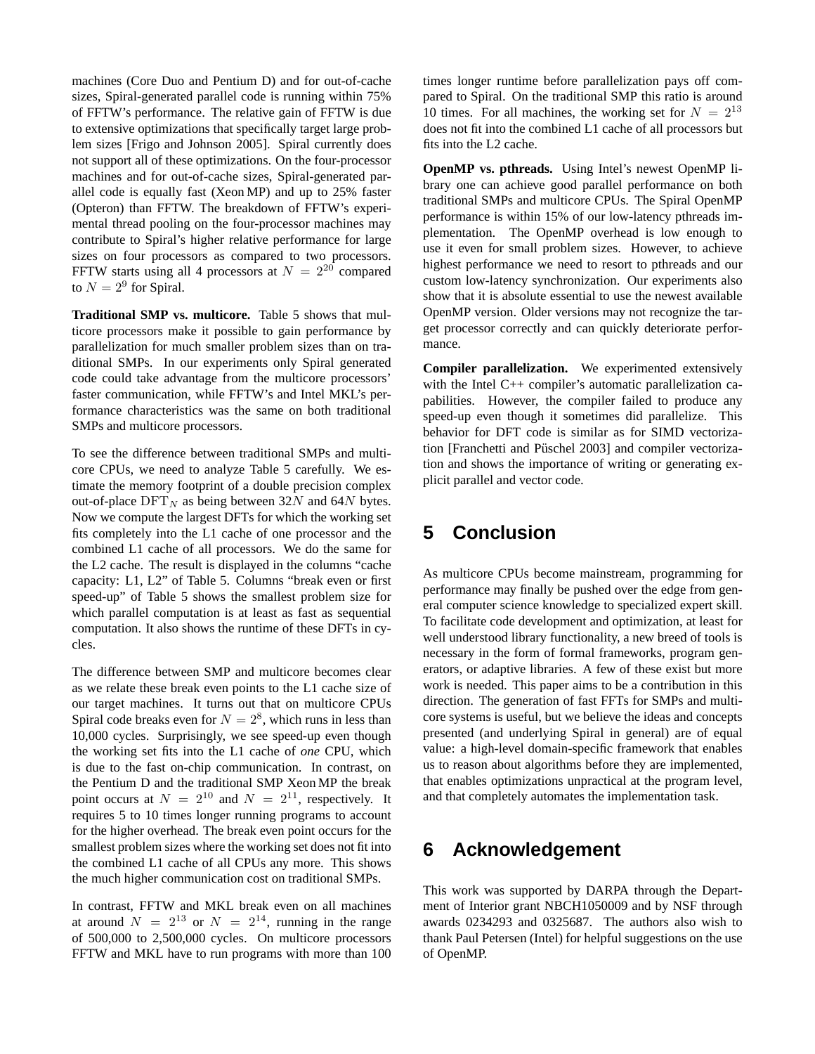machines (Core Duo and Pentium D) and for out-of-cache sizes, Spiral-generated parallel code is running within 75% of FFTW's performance. The relative gain of FFTW is due to extensive optimizations that specifically target large problem sizes [Frigo and Johnson 2005]. Spiral currently does not support all of these optimizations. On the four-processor machines and for out-of-cache sizes, Spiral-generated parallel code is equally fast (Xeon MP) and up to 25% faster (Opteron) than FFTW. The breakdown of FFTW's experimental thread pooling on the four-processor machines may contribute to Spiral's higher relative performance for large sizes on four processors as compared to two processors. FFTW starts using all 4 processors at $N = 2^{20}$ compared to $N = 2^9$ for Spiral.

**Traditional SMP vs. multicore.** Table 5 shows that multicore processors make it possible to gain performance by parallelization for much smaller problem sizes than on traditional SMPs. In our experiments only Spiral generated code could take advantage from the multicore processors' faster communication, while FFTW's and Intel MKL's performance characteristics was the same on both traditional SMPs and multicore processors.

To see the difference between traditional SMPs and multicore CPUs, we need to analyze Table 5 carefully. We estimate the memory footprint of a double precision complex out-of-place $\mathrm{DFT}_N$ as being between $32N$ and $64N$ bytes. Now we compute the largest DFTs for which the working set fits completely into the L1 cache of one processor and the combined L1 cache of all processors. We do the same for the L2 cache. The result is displayed in the columns "cache capacity: L1, L2" of Table 5. Columns "break even or first speed-up" of Table 5 shows the smallest problem size for which parallel computation is at least as fast as sequential computation. It also shows the runtime of these DFTs in cycles.

The difference between SMP and multicore becomes clear as we relate these break even points to the L1 cache size of our target machines. It turns out that on multicore CPUs Spiral code breaks even for $N = 2^8$, which runs in less than 10,000 cycles. Surprisingly, we see speed-up even though the working set fits into the L1 cache of *one* CPU, which is due to the fast on-chip communication. In contrast, on the Pentium D and the traditional SMP Xeon MP the break point occurs at $N = 2^{10}$ and $N = 2^{11}$, respectively. It requires 5 to 10 times longer running programs to account for the higher overhead. The break even point occurs for the smallest problem sizes where the working set does not fit into the combined L1 cache of all CPUs any more. This shows the much higher communication cost on traditional SMPs.

In contrast, FFTW and MKL break even on all machines at around $N = 2^{13}$ or $N = 2^{14}$, running in the range of 500,000 to 2,500,000 cycles. On multicore processors FFTW and MKL have to run programs with more than 100 times longer runtime before parallelization pays off compared to Spiral. On the traditional SMP this ratio is around 10 times. For all machines, the working set for $N = 2^{13}$ does not fit into the combined L1 cache of all processors but fits into the L2 cache.

**OpenMP vs. pthreads.** Using Intel's newest OpenMP library one can achieve good parallel performance on both traditional SMPs and multicore CPUs. The Spiral OpenMP performance is within 15% of our low-latency pthreads implementation. The OpenMP overhead is low enough to use it even for small problem sizes. However, to achieve highest performance we need to resort to pthreads and our custom low-latency synchronization. Our experiments also show that it is absolute essential to use the newest available OpenMP version. Older versions may not recognize the target processor correctly and can quickly deteriorate performance.

**Compiler parallelization.** We experimented extensively with the Intel C++ compiler's automatic parallelization capabilities. However, the compiler failed to produce any speed-up even though it sometimes did parallelize. This behavior for DFT code is similar as for SIMD vectorization [Franchetti and Püschel 2003] and compiler vectorization and shows the importance of writing or generating explicit parallel and vector code.

## 5 Conclusion

As multicore CPUs become mainstream, programming for performance may finally be pushed over the edge from general computer science knowledge to specialized expert skill. To facilitate code development and optimization, at least for well understood library functionality, a new breed of tools is necessary in the form of formal frameworks, program generators, or adaptive libraries. A few of these exist but more work is needed. This paper aims to be a contribution in this direction. The generation of fast FFTs for SMPs and multicore systems is useful, but we believe the ideas and concepts presented (and underlying Spiral in general) are of equal value: a high-level domain-specific framework that enables us to reason about algorithms before they are implemented, that enables optimizations unpractical at the program level, and that completely automates the implementation task.

## 6 Acknowledgement

This work was supported by DARPA through the Department of Interior grant NBCH1050009 and by NSF through awards 0234293 and 0325687. The authors also wish to thank Paul Petersen (Intel) for helpful suggestions on the use of OpenMP.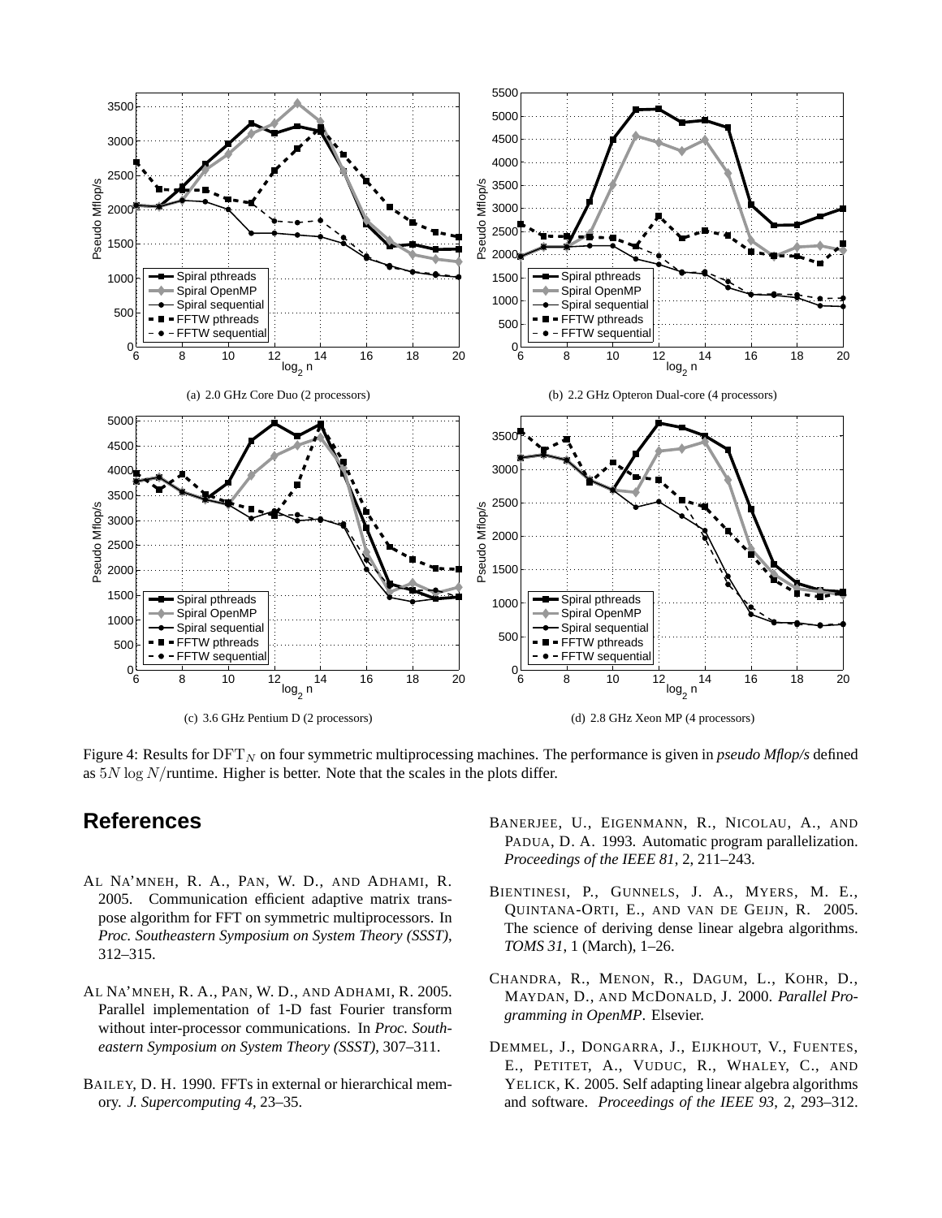(a) 2.0 GHz Core Duo (2 processors)

(b) 2.2 GHz Opteron Dual-core (4 processors)

(c) 3.6 GHz Pentium D (2 processors)

(d) 2.8 GHz Xeon MP (4 processors)

Figure 4: Results for $\text{DFT}_N$ on four symmetric multiprocessing machines. The performance is given in *pseudo Mflop/s* defined as $5N \log N$/runtime. Higher is better. Note that the scales in the plots differ.

## References

AL NA'MNEH, R. A., PAN, W. D., AND ADHAMI, R. 2005. Communication efficient adaptive matrix transpose algorithm for FFT on symmetric multiprocessors. In *Proc. Southeastern Symposium on System Theory (SSST)*, 312–315.

AL NA'MNEH, R. A., PAN, W. D., AND ADHAMI, R. 2005. Parallel implementation of 1-D fast Fourier transform without inter-processor communications. In *Proc. Southeastern Symposium on System Theory (SSST)*, 307–311.

BAILEY, D. H. 1990. FFTs in external or hierarchical memory. *J. Supercomputing 4*, 23–35.

BANERJEE, U., EIGENMANN, R., NICOLAU, A., AND PADUA, D. A. 1993. Automatic program parallelization. *Proceedings of the IEEE 81*, 2, 211–243.

BIENTINESI, P., GUNNELS, J. A., MYERS, M. E., QUINTANA-ORTI, E., AND VAN DE GEIJN, R. 2005. The science of deriving dense linear algebra algorithms. *TOMS 31*, 1 (March), 1–26.

CHANDRA, R., MENON, R., DAGUM, L., KOHR, D., MAYDAN, D., AND MCDONALD, J. 2000. *Parallel Programming in OpenMP*. Elsevier.

DEMMEL, J., DONGARRA, J., EIJKHOUT, V., FUENTES, E., PETITET, A., VUDUC, R., WHALEY, C., AND YELICK, K. 2005. Self adapting linear algebra algorithms and software. *Proceedings of the IEEE 93*, 2, 293–312.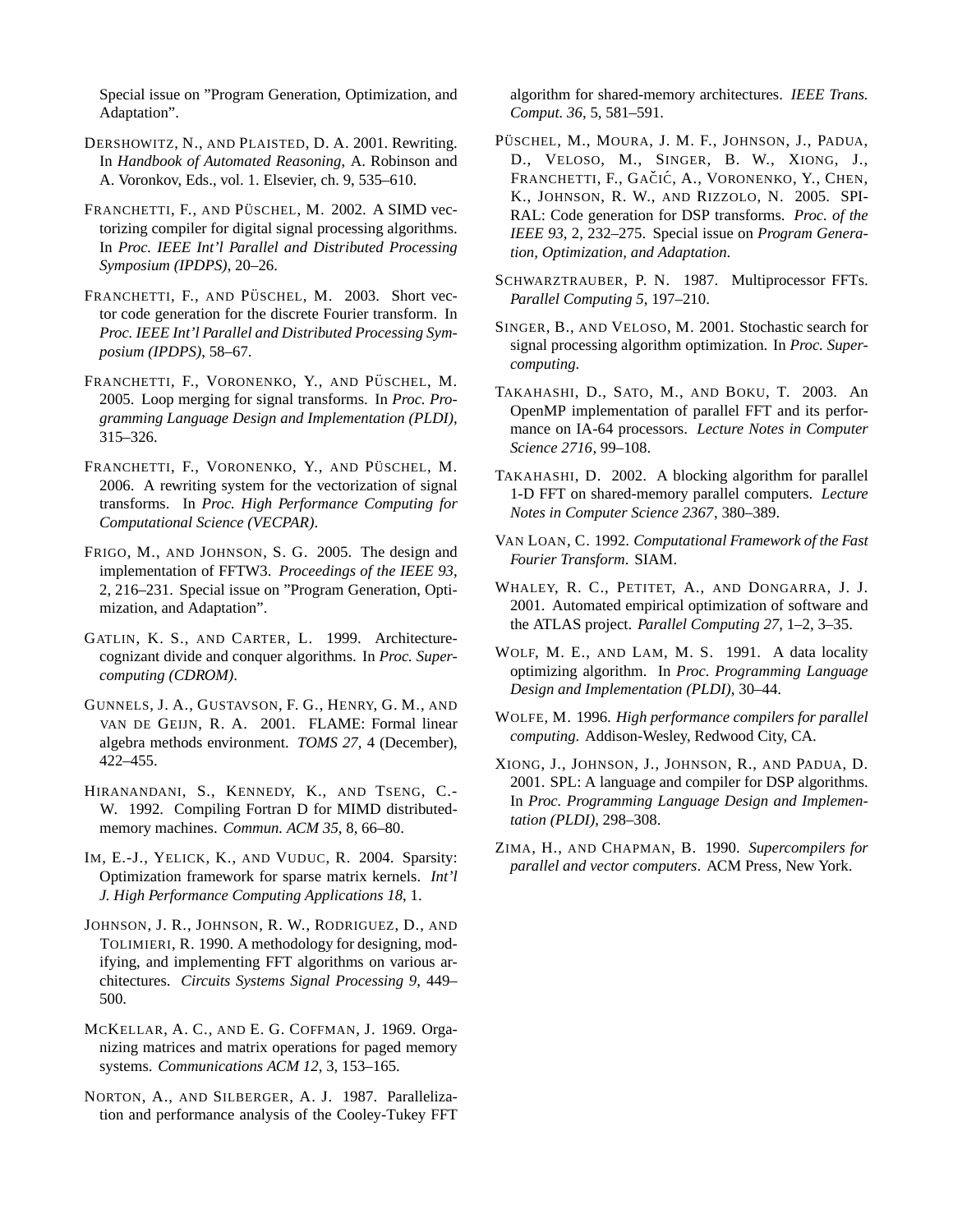Special issue on "Program Generation, Optimization, and Adaptation".

DERSHOWITZ, N., AND PLAISTED, D. A. 2001. Rewriting. In *Handbook of Automated Reasoning*, A. Robinson and A. Voronkov, Eds., vol. 1. Elsevier, ch. 9, 535–610.

FRANCHETTI, F., AND PÜSCHEL, M. 2002. A SIMD vectorizing compiler for digital signal processing algorithms. In *Proc. IEEE Int'l Parallel and Distributed Processing Symposium (IPDPS)*, 20–26.

FRANCHETTI, F., AND PÜSCHEL, M. 2003. Short vector code generation for the discrete Fourier transform. In *Proc. IEEE Int'l Parallel and Distributed Processing Symposium (IPDPS)*, 58–67.

FRANCHETTI, F., VORONENKO, Y., AND PÜSCHEL, M. 2005. Loop merging for signal transforms. In *Proc. Programming Language Design and Implementation (PLDI)*, 315–326.

FRANCHETTI, F., VORONENKO, Y., AND PÜSCHEL, M. 2006. A rewriting system for the vectorization of signal transforms. In *Proc. High Performance Computing for Computational Science (VECPAR)*.

FRIGO, M., AND JOHNSON, S. G. 2005. The design and implementation of FFTW3. *Proceedings of the IEEE 93*, 2, 216–231. Special issue on "Program Generation, Optimization, and Adaptation".

GATLIN, K. S., AND CARTER, L. 1999. Architecture-cognizant divide and conquer algorithms. In *Proc. Supercomputing (CDROM)*.

GUNNELS, J. A., GUSTAVSON, F. G., HENRY, G. M., AND VAN DE GEIJN, R. A. 2001. FLAME: Formal linear algebra methods environment. *TOMS 27*, 4 (December), 422–455.

HIRANANDANI, S., KENNEDY, K., AND TSENG, C.-W. 1992. Compiling Fortran D for MIMD distributed-memory machines. *Commun. ACM 35*, 8, 66–80.

IM, E.-J., YELICK, K., AND VUDUC, R. 2004. Sparsity: Optimization framework for sparse matrix kernels. *Int'l J. High Performance Computing Applications 18*, 1.

JOHNSON, J. R., JOHNSON, R. W., RODRIGUEZ, D., AND TOLIMIERI, R. 1990. A methodology for designing, modifying, and implementing FFT algorithms on various architectures. *Circuits Systems Signal Processing 9*, 449–500.

MCKELLAR, A. C., AND E. G. COFFMAN, J. 1969. Organizing matrices and matrix operations for paged memory systems. *Communications ACM 12*, 3, 153–165.

NORTON, A., AND SILBERGER, A. J. 1987. Parallelization and performance analysis of the Cooley-Tukey FFT algorithm for shared-memory architectures. *IEEE Trans. Comput. 36*, 5, 581–591.

PÜSCHEL, M., MOURA, J. M. F., JOHNSON, J., PADUA, D., VELOSO, M., SINGER, B. W., XIONG, J., FRANCHETTI, F., GAČIĆ, A., VORONENKO, Y., CHEN, K., JOHNSON, R. W., AND RIZZOLO, N. 2005. SPIRAL: Code generation for DSP transforms. *Proc. of the IEEE 93*, 2, 232–275. Special issue on *Program Generation, Optimization, and Adaptation*.

SCHWARZTRAUBER, P. N. 1987. Multiprocessor FFTs. *Parallel Computing 5*, 197–210.

SINGER, B., AND VELOSO, M. 2001. Stochastic search for signal processing algorithm optimization. In *Proc. Supercomputing*.

TAKAHASHI, D., SATO, M., AND BOKU, T. 2003. An OpenMP implementation of parallel FFT and its performance on IA-64 processors. *Lecture Notes in Computer Science 2716*, 99–108.

TAKAHASHI, D. 2002. A blocking algorithm for parallel 1-D FFT on shared-memory parallel computers. *Lecture Notes in Computer Science 2367*, 380–389.

VAN LOAN, C. 1992. *Computational Framework of the Fast Fourier Transform*. SIAM.

WHALEY, R. C., PETITET, A., AND DONGARRA, J. J. 2001. Automated empirical optimization of software and the ATLAS project. *Parallel Computing 27*, 1–2, 3–35.

WOLF, M. E., AND LAM, M. S. 1991. A data locality optimizing algorithm. In *Proc. Programming Language Design and Implementation (PLDI)*, 30–44.

WOLFE, M. 1996. *High performance compilers for parallel computing*. Addison-Wesley, Redwood City, CA.

XIONG, J., JOHNSON, J., JOHNSON, R., AND PADUA, D. 2001. SPL: A language and compiler for DSP algorithms. In *Proc. Programming Language Design and Implementation (PLDI)*, 298–308.

ZIMA, H., AND CHAPMAN, B. 1990. *Supercompilers for parallel and vector computers*. ACM Press, New York.